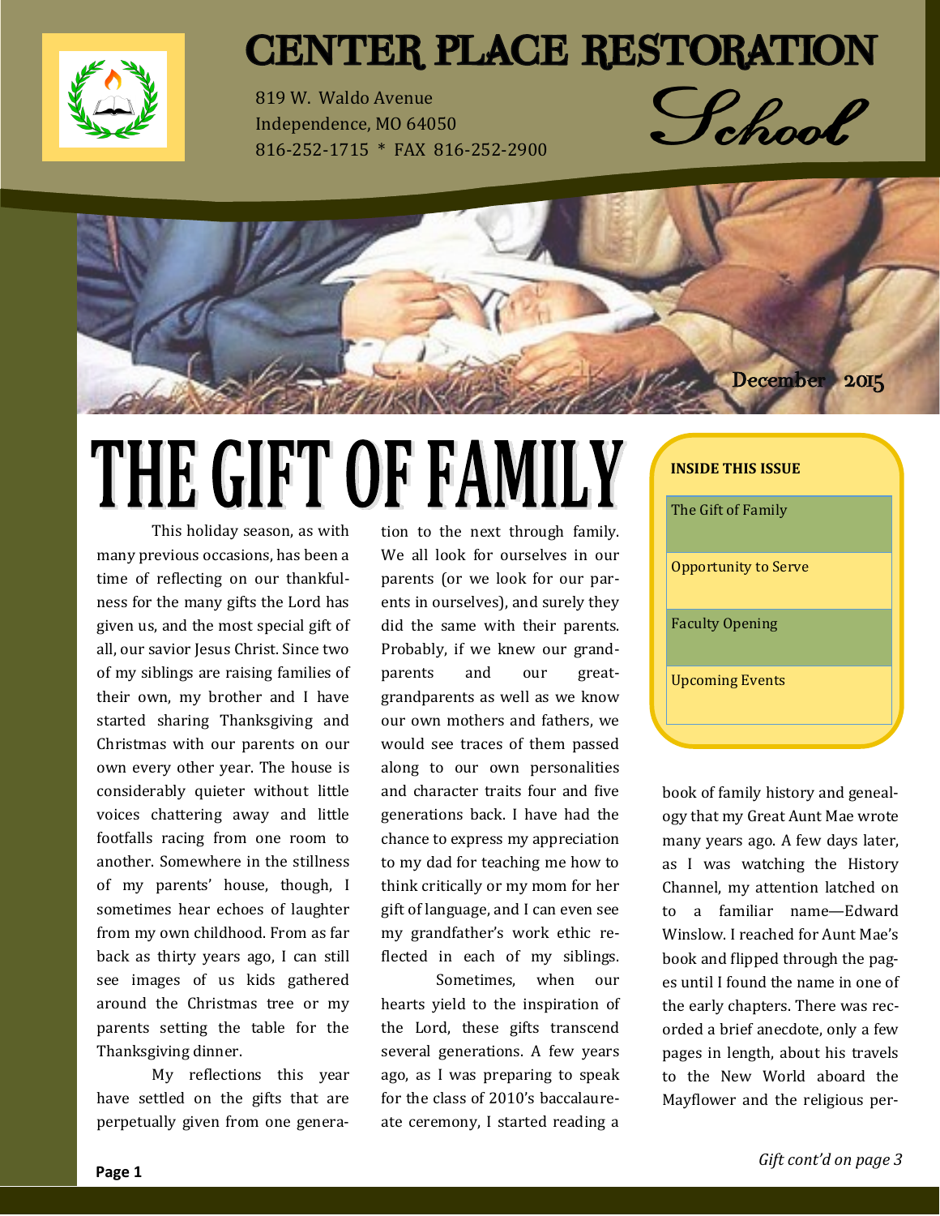# CENTER PLACE RESTORATION School

819 W. Waldo Avenue
Independence, MO 64050
816-252-1715 * FAX 816-252-2900

December 2015

**INSIDE THIS ISSUE**

- The Gift of Family
- Opportunity to Serve
- Faculty Opening
- Upcoming Events

# THE GIFT OF FAMILY

This holiday season, as with many previous occasions, has been a time of reflecting on our thankfulness for the many gifts the Lord has given us, and the most special gift of all, our savior Jesus Christ. Since two of my siblings are raising families of their own, my brother and I have started sharing Thanksgiving and Christmas with our parents on our own every other year. The house is considerably quieter without little voices chattering away and little footfalls racing from one room to another. Somewhere in the stillness of my parents' house, though, I sometimes hear echoes of laughter from my own childhood. From as far back as thirty years ago, I can still see images of us kids gathered around the Christmas tree or my parents setting the table for the Thanksgiving dinner.

My reflections this year have settled on the gifts that are perpetually given from one generation to the next through family. We all look for ourselves in our parents (or we look for our parents in ourselves), and surely they did the same with their parents. Probably, if we knew our grandparents and our great-grandparents as well as we know our own mothers and fathers, we would see traces of them passed along to our own personalities and character traits four and five generations back. I have had the chance to express my appreciation to my dad for teaching me how to think critically or my mom for her gift of language, and I can even see my grandfather's work ethic reflected in each of my siblings.

Sometimes, when our hearts yield to the inspiration of the Lord, these gifts transcend several generations. A few years ago, as I was preparing to speak for the class of 2010's baccalaureate ceremony, I started reading a book of family history and genealogy that my Great Aunt Mae wrote many years ago. A few days later, as I was watching the History Channel, my attention latched on to a familiar name—Edward Winslow. I reached for Aunt Mae's book and flipped through the pages until I found the name in one of the early chapters. There was recorded a brief anecdote, only a few pages in length, about his travels to the New World aboard the Mayflower and the religious per-

*Gift cont'd on page 3*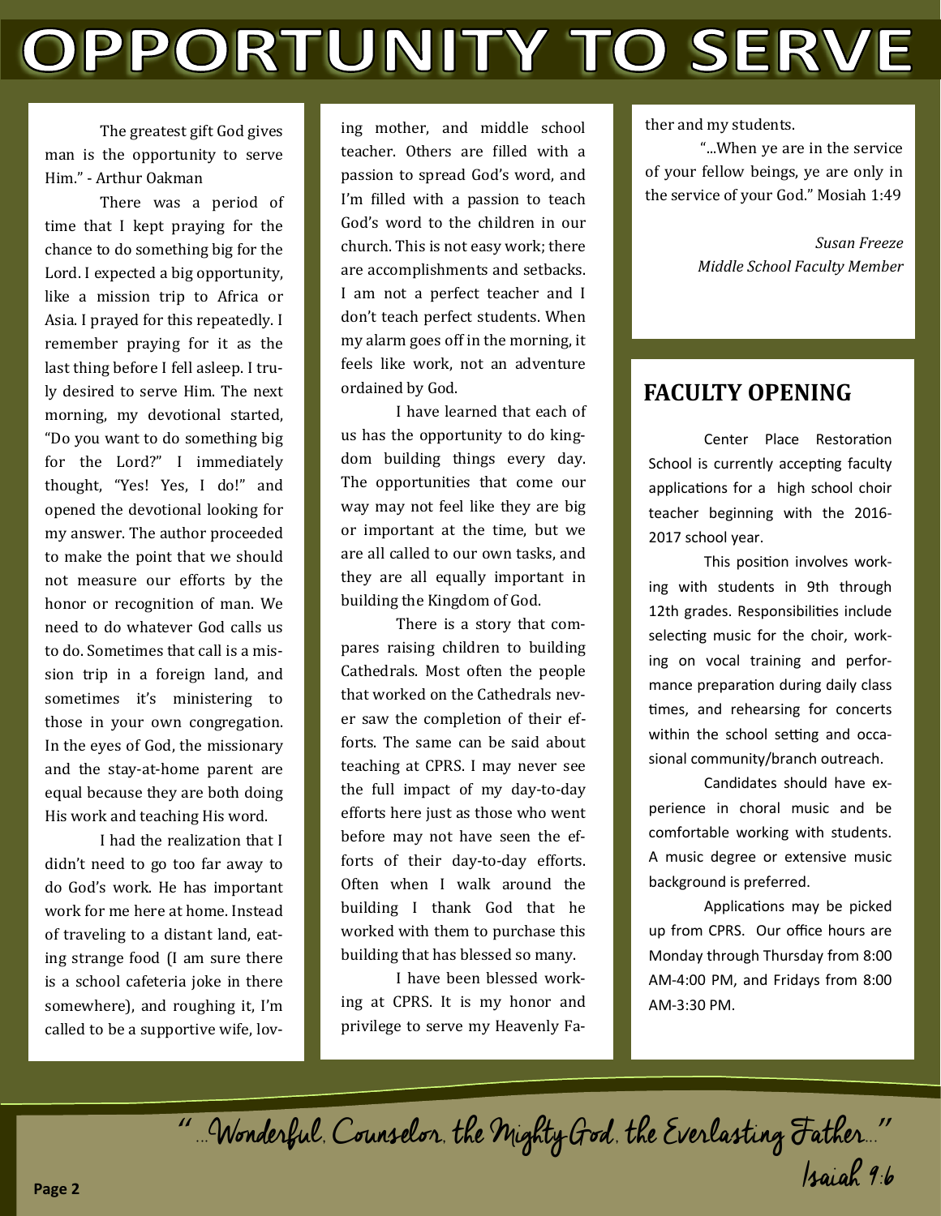# OPPORTUNITY TO SERVE

The greatest gift God gives man is the opportunity to serve Him." - Arthur Oakman

There was a period of time that I kept praying for the chance to do something big for the Lord. I expected a big opportunity, like a mission trip to Africa or Asia. I prayed for this repeatedly. I remember praying for it as the last thing before I fell asleep. I truly desired to serve Him. The next morning, my devotional started, "Do you want to do something big for the Lord?" I immediately thought, "Yes! Yes, I do!" and opened the devotional looking for my answer. The author proceeded to make the point that we should not measure our efforts by the honor or recognition of man. We need to do whatever God calls us to do. Sometimes that call is a mission trip in a foreign land, and sometimes it's ministering to those in your own congregation. In the eyes of God, the missionary and the stay-at-home parent are equal because they are both doing His work and teaching His word.

I had the realization that I didn't need to go too far away to do God's work. He has important work for me here at home. Instead of traveling to a distant land, eating strange food (I am sure there is a school cafeteria joke in there somewhere), and roughing it, I'm called to be a supportive wife, loving mother, and middle school teacher. Others are filled with a passion to spread God's word, and I'm filled with a passion to teach God's word to the children in our church. This is not easy work; there are accomplishments and setbacks. I am not a perfect teacher and I don't teach perfect students. When my alarm goes off in the morning, it feels like work, not an adventure ordained by God.

I have learned that each of us has the opportunity to do kingdom building things every day. The opportunities that come our way may not feel like they are big or important at the time, but we are all called to our own tasks, and they are all equally important in building the Kingdom of God.

There is a story that compares raising children to building Cathedrals. Most often the people that worked on the Cathedrals never saw the completion of their efforts. The same can be said about teaching at CPRS. I may never see the full impact of my day-to-day efforts here just as those who went before may not have seen the efforts of their day-to-day efforts. Often when I walk around the building I thank God that he worked with them to purchase this building that has blessed so many.

I have been blessed working at CPRS. It is my honor and privilege to serve my Heavenly Father and my students.

"...When ye are in the service of your fellow beings, ye are only in the service of your God." Mosiah 1:49

*Susan Freeze*
*Middle School Faculty Member*

## FACULTY OPENING

Center Place Restoration School is currently accepting faculty applications for a high school choir teacher beginning with the 2016-2017 school year.

This position involves working with students in 9th through 12th grades. Responsibilities include selecting music for the choir, working on vocal training and performance preparation during daily class times, and rehearsing for concerts within the school setting and occasional community/branch outreach.

Candidates should have experience in choral music and be comfortable working with students. A music degree or extensive music background is preferred.

Applications may be picked up from CPRS. Our office hours are Monday through Thursday from 8:00 AM-4:00 PM, and Fridays from 8:00 AM-3:30 PM.

"...Wonderful, Counselor, the Mighty God, the Everlasting Father..."
Isaiah 9:6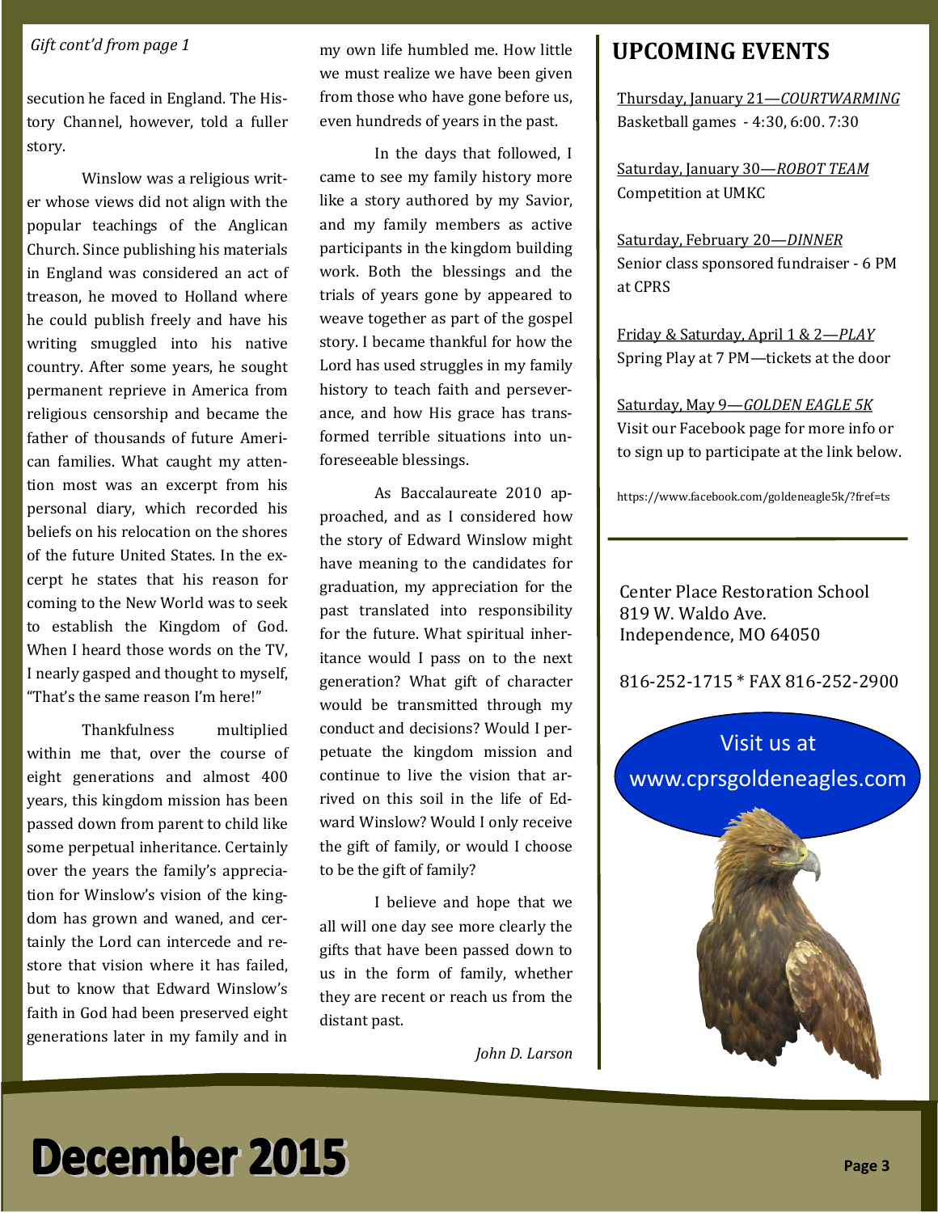*Gift cont'd from page 1*

secution he faced in England. The History Channel, however, told a fuller story.

Winslow was a religious writer whose views did not align with the popular teachings of the Anglican Church. Since publishing his materials in England was considered an act of treason, he moved to Holland where he could publish freely and have his writing smuggled into his native country. After some years, he sought permanent reprieve in America from religious censorship and became the father of thousands of future American families. What caught my attention most was an excerpt from his personal diary, which recorded his beliefs on his relocation on the shores of the future United States. In the excerpt he states that his reason for coming to the New World was to seek to establish the Kingdom of God. When I heard those words on the TV, I nearly gasped and thought to myself, "That's the same reason I'm here!"

Thankfulness multiplied within me that, over the course of eight generations and almost 400 years, this kingdom mission has been passed down from parent to child like some perpetual inheritance. Certainly over the years the family's appreciation for Winslow's vision of the kingdom has grown and waned, and certainly the Lord can intercede and restore that vision where it has failed, but to know that Edward Winslow's faith in God had been preserved eight generations later in my family and in my own life humbled me. How little we must realize we have been given from those who have gone before us, even hundreds of years in the past.

In the days that followed, I came to see my family history more like a story authored by my Savior, and my family members as active participants in the kingdom building work. Both the blessings and the trials of years gone by appeared to weave together as part of the gospel story. I became thankful for how the Lord has used struggles in my family history to teach faith and perseverance, and how His grace has transformed terrible situations into unforeseeable blessings.

As Baccalaureate 2010 approached, and as I considered how the story of Edward Winslow might have meaning to the candidates for graduation, my appreciation for the past translated into responsibility for the future. What spiritual inheritance would I pass on to the next generation? What gift of character would be transmitted through my conduct and decisions? Would I perpetuate the kingdom mission and continue to live the vision that arrived on this soil in the life of Edward Winslow? Would I only receive the gift of family, or would I choose to be the gift of family?

I believe and hope that we all will one day see more clearly the gifts that have been passed down to us in the form of family, whether they are recent or reach us from the distant past.

*John D. Larson*

## UPCOMING EVENTS

Thursday, January 21—*COURTWARMING*
Basketball games - 4:30, 6:00. 7:30

Saturday, January 30—*ROBOT TEAM*
Competition at UMKC

Saturday, February 20—*DINNER*
Senior class sponsored fundraiser - 6 PM at CPRS

Friday & Saturday, April 1 & 2—*PLAY*
Spring Play at 7 PM—tickets at the door

Saturday, May 9—*GOLDEN EAGLE 5K*
Visit our Facebook page for more info or to sign up to participate at the link below.

https://www.facebook.com/goldeneagle5k/?fref=ts

Center Place Restoration School
819 W. Waldo Ave.
Independence, MO 64050

816-252-1715 * FAX 816-252-2900

Visit us at
www.cprsgoldeneagles.com

**December 2015**